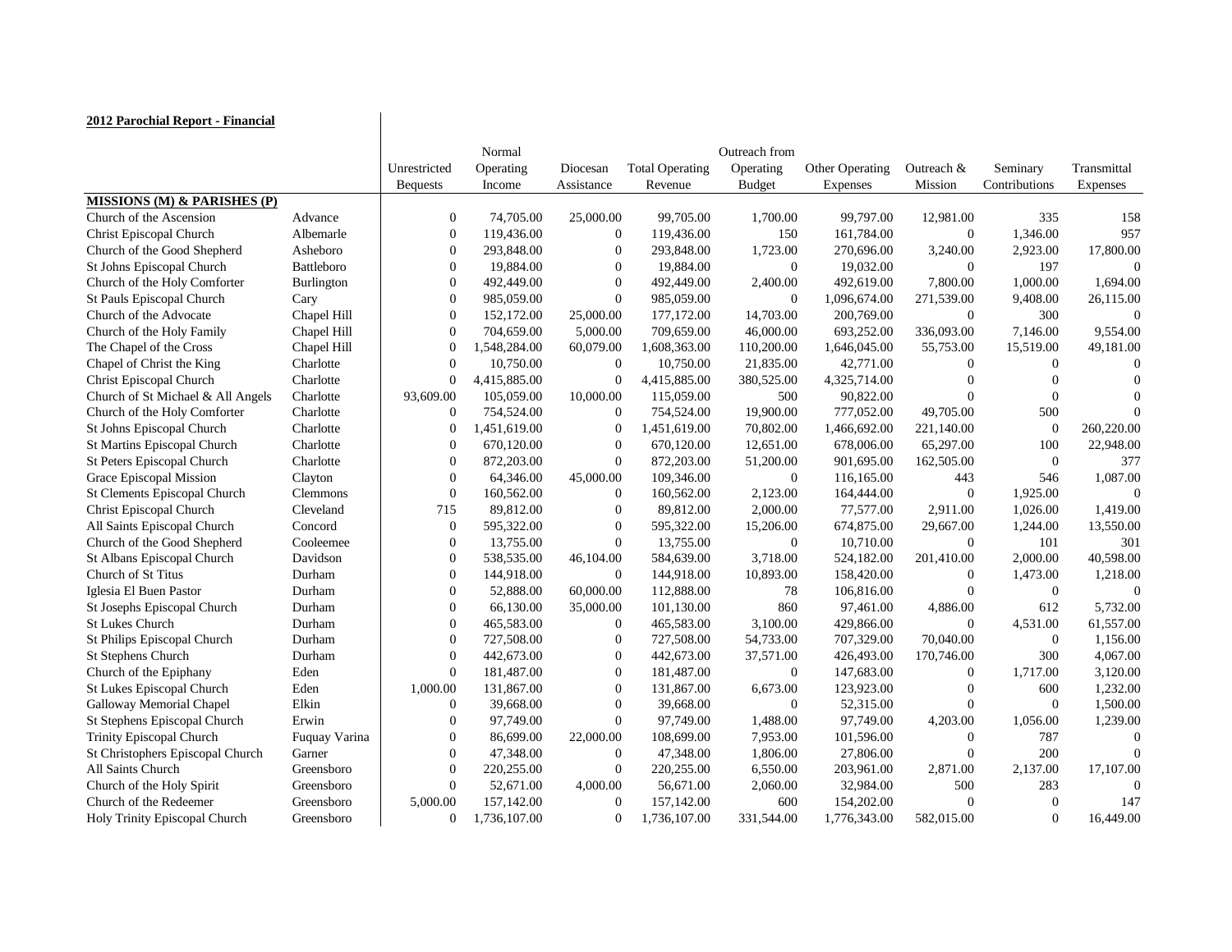**2012 Parochial Report - Financial**

| | | Unrestricted Bequests | Normal Operating Income | Diocesan Assistance | Total Operating Revenue | Outreach from Operating Budget | Other Operating Expenses | Outreach & Mission | Seminary Contributions | Transmittal Expenses |
|---|---|---|---|---|---|---|---|---|---|---|
| **MISSIONS (M) & PARISHES (P)** | | | | | | | | | | |
| Church of the Ascension | Advance | 0 | 74,705.00 | 25,000.00 | 99,705.00 | 1,700.00 | 99,797.00 | 12,981.00 | 335 | 158 |
| Christ Episcopal Church | Albemarle | 0 | 119,436.00 | 0 | 119,436.00 | 150 | 161,784.00 | 0 | 1,346.00 | 957 |
| Church of the Good Shepherd | Asheboro | 0 | 293,848.00 | 0 | 293,848.00 | 1,723.00 | 270,696.00 | 3,240.00 | 2,923.00 | 17,800.00 |
| St Johns Episcopal Church | Battleboro | 0 | 19,884.00 | 0 | 19,884.00 | 0 | 19,032.00 | 0 | 197 | 0 |
| Church of the Holy Comforter | Burlington | 0 | 492,449.00 | 0 | 492,449.00 | 2,400.00 | 492,619.00 | 7,800.00 | 1,000.00 | 1,694.00 |
| St Pauls Episcopal Church | Cary | 0 | 985,059.00 | 0 | 985,059.00 | 0 | 1,096,674.00 | 271,539.00 | 9,408.00 | 26,115.00 |
| Church of the Advocate | Chapel Hill | 0 | 152,172.00 | 25,000.00 | 177,172.00 | 14,703.00 | 200,769.00 | 0 | 300 | 0 |
| Church of the Holy Family | Chapel Hill | 0 | 704,659.00 | 5,000.00 | 709,659.00 | 46,000.00 | 693,252.00 | 336,093.00 | 7,146.00 | 9,554.00 |
| The Chapel of the Cross | Chapel Hill | 0 | 1,548,284.00 | 60,079.00 | 1,608,363.00 | 110,200.00 | 1,646,045.00 | 55,753.00 | 15,519.00 | 49,181.00 |
| Chapel of Christ the King | Charlotte | 0 | 10,750.00 | 0 | 10,750.00 | 21,835.00 | 42,771.00 | 0 | 0 | 0 |
| Christ Episcopal Church | Charlotte | 0 | 4,415,885.00 | 0 | 4,415,885.00 | 380,525.00 | 4,325,714.00 | 0 | 0 | 0 |
| Church of St Michael & All Angels | Charlotte | 93,609.00 | 105,059.00 | 10,000.00 | 115,059.00 | 500 | 90,822.00 | 0 | 0 | 0 |
| Church of the Holy Comforter | Charlotte | 0 | 754,524.00 | 0 | 754,524.00 | 19,900.00 | 777,052.00 | 49,705.00 | 500 | 0 |
| St Johns Episcopal Church | Charlotte | 0 | 1,451,619.00 | 0 | 1,451,619.00 | 70,802.00 | 1,466,692.00 | 221,140.00 | 0 | 260,220.00 |
| St Martins Episcopal Church | Charlotte | 0 | 670,120.00 | 0 | 670,120.00 | 12,651.00 | 678,006.00 | 65,297.00 | 100 | 22,948.00 |
| St Peters Episcopal Church | Charlotte | 0 | 872,203.00 | 0 | 872,203.00 | 51,200.00 | 901,695.00 | 162,505.00 | 0 | 377 |
| Grace Episcopal Mission | Clayton | 0 | 64,346.00 | 45,000.00 | 109,346.00 | 0 | 116,165.00 | 443 | 546 | 1,087.00 |
| St Clements Episcopal Church | Clemmons | 0 | 160,562.00 | 0 | 160,562.00 | 2,123.00 | 164,444.00 | 0 | 1,925.00 | 0 |
| Christ Episcopal Church | Cleveland | 715 | 89,812.00 | 0 | 89,812.00 | 2,000.00 | 77,577.00 | 2,911.00 | 1,026.00 | 1,419.00 |
| All Saints Episcopal Church | Concord | 0 | 595,322.00 | 0 | 595,322.00 | 15,206.00 | 674,875.00 | 29,667.00 | 1,244.00 | 13,550.00 |
| Church of the Good Shepherd | Cooleemee | 0 | 13,755.00 | 0 | 13,755.00 | 0 | 10,710.00 | 0 | 101 | 301 |
| St Albans Episcopal Church | Davidson | 0 | 538,535.00 | 46,104.00 | 584,639.00 | 3,718.00 | 524,182.00 | 201,410.00 | 2,000.00 | 40,598.00 |
| Church of St Titus | Durham | 0 | 144,918.00 | 0 | 144,918.00 | 10,893.00 | 158,420.00 | 0 | 1,473.00 | 1,218.00 |
| Iglesia El Buen Pastor | Durham | 0 | 52,888.00 | 60,000.00 | 112,888.00 | 78 | 106,816.00 | 0 | 0 | 0 |
| St Josephs Episcopal Church | Durham | 0 | 66,130.00 | 35,000.00 | 101,130.00 | 860 | 97,461.00 | 4,886.00 | 612 | 5,732.00 |
| St Lukes Church | Durham | 0 | 465,583.00 | 0 | 465,583.00 | 3,100.00 | 429,866.00 | 0 | 4,531.00 | 61,557.00 |
| St Philips Episcopal Church | Durham | 0 | 727,508.00 | 0 | 727,508.00 | 54,733.00 | 707,329.00 | 70,040.00 | 0 | 1,156.00 |
| St Stephens Church | Durham | 0 | 442,673.00 | 0 | 442,673.00 | 37,571.00 | 426,493.00 | 170,746.00 | 300 | 4,067.00 |
| Church of the Epiphany | Eden | 0 | 181,487.00 | 0 | 181,487.00 | 0 | 147,683.00 | 0 | 1,717.00 | 3,120.00 |
| St Lukes Episcopal Church | Eden | 1,000.00 | 131,867.00 | 0 | 131,867.00 | 6,673.00 | 123,923.00 | 0 | 600 | 1,232.00 |
| Galloway Memorial Chapel | Elkin | 0 | 39,668.00 | 0 | 39,668.00 | 0 | 52,315.00 | 0 | 0 | 1,500.00 |
| St Stephens Episcopal Church | Erwin | 0 | 97,749.00 | 0 | 97,749.00 | 1,488.00 | 97,749.00 | 4,203.00 | 1,056.00 | 1,239.00 |
| Trinity Episcopal Church | Fuquay Varina | 0 | 86,699.00 | 22,000.00 | 108,699.00 | 7,953.00 | 101,596.00 | 0 | 787 | 0 |
| St Christophers Episcopal Church | Garner | 0 | 47,348.00 | 0 | 47,348.00 | 1,806.00 | 27,806.00 | 0 | 200 | 0 |
| All Saints Church | Greensboro | 0 | 220,255.00 | 0 | 220,255.00 | 6,550.00 | 203,961.00 | 2,871.00 | 2,137.00 | 17,107.00 |
| Church of the Holy Spirit | Greensboro | 0 | 52,671.00 | 4,000.00 | 56,671.00 | 2,060.00 | 32,984.00 | 500 | 283 | 0 |
| Church of the Redeemer | Greensboro | 5,000.00 | 157,142.00 | 0 | 157,142.00 | 600 | 154,202.00 | 0 | 0 | 147 |
| Holy Trinity Episcopal Church | Greensboro | 0 | 1,736,107.00 | 0 | 1,736,107.00 | 331,544.00 | 1,776,343.00 | 582,015.00 | 0 | 16,449.00 |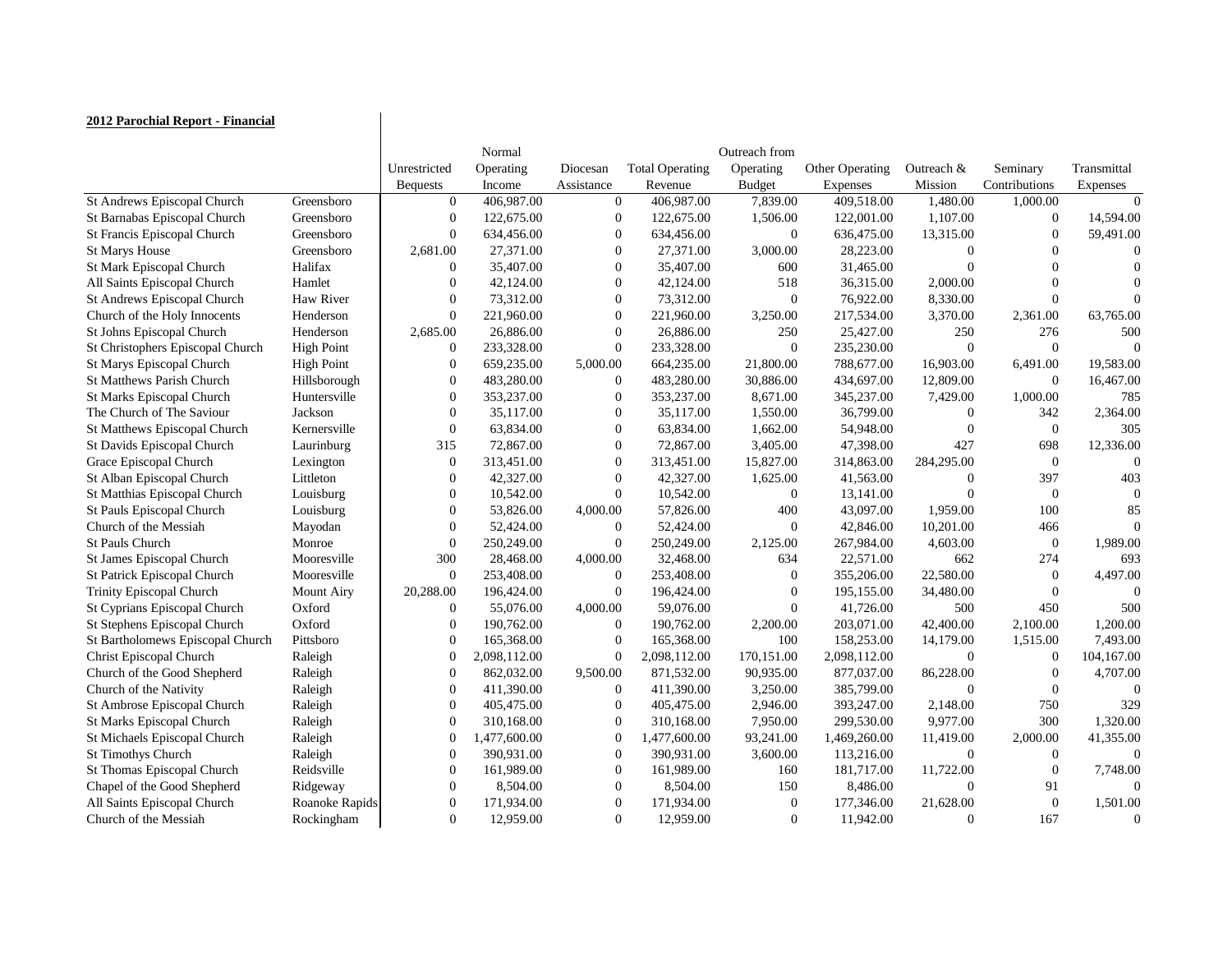**2012 Parochial Report - Financial**

| | | Unrestricted Bequests | Normal Operating Income | Diocesan Assistance | Total Operating Revenue | Outreach from Operating Budget | Other Operating Expenses | Outreach & Mission | Seminary Contributions | Transmittal Expenses |
|---|---|---|---|---|---|---|---|---|---|---|
| St Andrews Episcopal Church | Greensboro | 0 | 406,987.00 | 0 | 406,987.00 | 7,839.00 | 409,518.00 | 1,480.00 | 1,000.00 | 0 |
| St Barnabas Episcopal Church | Greensboro | 0 | 122,675.00 | 0 | 122,675.00 | 1,506.00 | 122,001.00 | 1,107.00 | 0 | 14,594.00 |
| St Francis Episcopal Church | Greensboro | 0 | 634,456.00 | 0 | 634,456.00 | 0 | 636,475.00 | 13,315.00 | 0 | 59,491.00 |
| St Marys House | Greensboro | 2,681.00 | 27,371.00 | 0 | 27,371.00 | 3,000.00 | 28,223.00 | 0 | 0 | 0 |
| St Mark Episcopal Church | Halifax | 0 | 35,407.00 | 0 | 35,407.00 | 600 | 31,465.00 | 0 | 0 | 0 |
| All Saints Episcopal Church | Hamlet | 0 | 42,124.00 | 0 | 42,124.00 | 518 | 36,315.00 | 2,000.00 | 0 | 0 |
| St Andrews Episcopal Church | Haw River | 0 | 73,312.00 | 0 | 73,312.00 | 0 | 76,922.00 | 8,330.00 | 0 | 0 |
| Church of the Holy Innocents | Henderson | 0 | 221,960.00 | 0 | 221,960.00 | 3,250.00 | 217,534.00 | 3,370.00 | 2,361.00 | 63,765.00 |
| St Johns Episcopal Church | Henderson | 2,685.00 | 26,886.00 | 0 | 26,886.00 | 250 | 25,427.00 | 250 | 276 | 500 |
| St Christophers Episcopal Church | High Point | 0 | 233,328.00 | 0 | 233,328.00 | 0 | 235,230.00 | 0 | 0 | 0 |
| St Marys Episcopal Church | High Point | 0 | 659,235.00 | 5,000.00 | 664,235.00 | 21,800.00 | 788,677.00 | 16,903.00 | 6,491.00 | 19,583.00 |
| St Matthews Parish Church | Hillsborough | 0 | 483,280.00 | 0 | 483,280.00 | 30,886.00 | 434,697.00 | 12,809.00 | 0 | 16,467.00 |
| St Marks Episcopal Church | Huntersville | 0 | 353,237.00 | 0 | 353,237.00 | 8,671.00 | 345,237.00 | 7,429.00 | 1,000.00 | 785 |
| The Church of The Saviour | Jackson | 0 | 35,117.00 | 0 | 35,117.00 | 1,550.00 | 36,799.00 | 0 | 342 | 2,364.00 |
| St Matthews Episcopal Church | Kernersville | 0 | 63,834.00 | 0 | 63,834.00 | 1,662.00 | 54,948.00 | 0 | 0 | 305 |
| St Davids Episcopal Church | Laurinburg | 315 | 72,867.00 | 0 | 72,867.00 | 3,405.00 | 47,398.00 | 427 | 698 | 12,336.00 |
| Grace Episcopal Church | Lexington | 0 | 313,451.00 | 0 | 313,451.00 | 15,827.00 | 314,863.00 | 284,295.00 | 0 | 0 |
| St Alban Episcopal Church | Littleton | 0 | 42,327.00 | 0 | 42,327.00 | 1,625.00 | 41,563.00 | 0 | 397 | 403 |
| St Matthias Episcopal Church | Louisburg | 0 | 10,542.00 | 0 | 10,542.00 | 0 | 13,141.00 | 0 | 0 | 0 |
| St Pauls Episcopal Church | Louisburg | 0 | 53,826.00 | 4,000.00 | 57,826.00 | 400 | 43,097.00 | 1,959.00 | 100 | 85 |
| Church of the Messiah | Mayodan | 0 | 52,424.00 | 0 | 52,424.00 | 0 | 42,846.00 | 10,201.00 | 466 | 0 |
| St Pauls Church | Monroe | 0 | 250,249.00 | 0 | 250,249.00 | 2,125.00 | 267,984.00 | 4,603.00 | 0 | 1,989.00 |
| St James Episcopal Church | Mooresville | 300 | 28,468.00 | 4,000.00 | 32,468.00 | 634 | 22,571.00 | 662 | 274 | 693 |
| St Patrick Episcopal Church | Mooresville | 0 | 253,408.00 | 0 | 253,408.00 | 0 | 355,206.00 | 22,580.00 | 0 | 4,497.00 |
| Trinity Episcopal Church | Mount Airy | 20,288.00 | 196,424.00 | 0 | 196,424.00 | 0 | 195,155.00 | 34,480.00 | 0 | 0 |
| St Cyprians Episcopal Church | Oxford | 0 | 55,076.00 | 4,000.00 | 59,076.00 | 0 | 41,726.00 | 500 | 450 | 500 |
| St Stephens Episcopal Church | Oxford | 0 | 190,762.00 | 0 | 190,762.00 | 2,200.00 | 203,071.00 | 42,400.00 | 2,100.00 | 1,200.00 |
| St Bartholomews Episcopal Church | Pittsboro | 0 | 165,368.00 | 0 | 165,368.00 | 100 | 158,253.00 | 14,179.00 | 1,515.00 | 7,493.00 |
| Christ Episcopal Church | Raleigh | 0 | 2,098,112.00 | 0 | 2,098,112.00 | 170,151.00 | 2,098,112.00 | 0 | 0 | 104,167.00 |
| Church of the Good Shepherd | Raleigh | 0 | 862,032.00 | 9,500.00 | 871,532.00 | 90,935.00 | 877,037.00 | 86,228.00 | 0 | 4,707.00 |
| Church of the Nativity | Raleigh | 0 | 411,390.00 | 0 | 411,390.00 | 3,250.00 | 385,799.00 | 0 | 0 | 0 |
| St Ambrose Episcopal Church | Raleigh | 0 | 405,475.00 | 0 | 405,475.00 | 2,946.00 | 393,247.00 | 2,148.00 | 750 | 329 |
| St Marks Episcopal Church | Raleigh | 0 | 310,168.00 | 0 | 310,168.00 | 7,950.00 | 299,530.00 | 9,977.00 | 300 | 1,320.00 |
| St Michaels Episcopal Church | Raleigh | 0 | 1,477,600.00 | 0 | 1,477,600.00 | 93,241.00 | 1,469,260.00 | 11,419.00 | 2,000.00 | 41,355.00 |
| St Timothys Church | Raleigh | 0 | 390,931.00 | 0 | 390,931.00 | 3,600.00 | 113,216.00 | 0 | 0 | 0 |
| St Thomas Episcopal Church | Reidsville | 0 | 161,989.00 | 0 | 161,989.00 | 160 | 181,717.00 | 11,722.00 | 0 | 7,748.00 |
| Chapel of the Good Shepherd | Ridgeway | 0 | 8,504.00 | 0 | 8,504.00 | 150 | 8,486.00 | 0 | 91 | 0 |
| All Saints Episcopal Church | Roanoke Rapids | 0 | 171,934.00 | 0 | 171,934.00 | 0 | 177,346.00 | 21,628.00 | 0 | 1,501.00 |
| Church of the Messiah | Rockingham | 0 | 12,959.00 | 0 | 12,959.00 | 0 | 11,942.00 | 0 | 167 | 0 |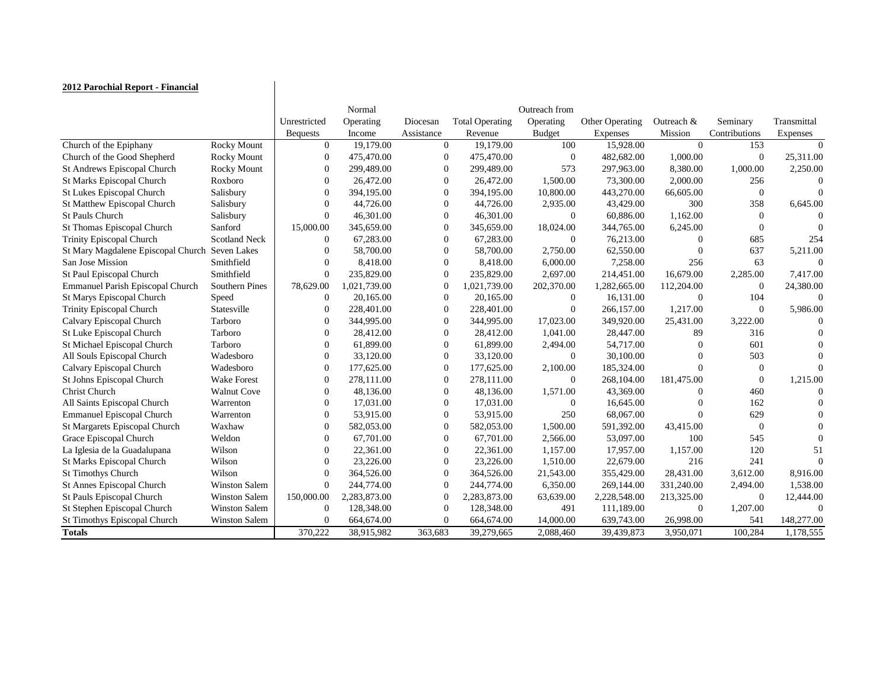**2012 Parochial Report - Financial**

| | | Unrestricted Bequests | Normal Operating Income | Diocesan Assistance | Total Operating Revenue | Outreach from Operating Budget | Other Operating Expenses | Outreach & Mission | Seminary Contributions | Transmittal Expenses |
|---|---|---|---|---|---|---|---|---|---|---|
| Church of the Epiphany | Rocky Mount | 0 | 19,179.00 | 0 | 19,179.00 | 100 | 15,928.00 | 0 | 153 | 0 |
| Church of the Good Shepherd | Rocky Mount | 0 | 475,470.00 | 0 | 475,470.00 | 0 | 482,682.00 | 1,000.00 | 0 | 25,311.00 |
| St Andrews Episcopal Church | Rocky Mount | 0 | 299,489.00 | 0 | 299,489.00 | 573 | 297,963.00 | 8,380.00 | 1,000.00 | 2,250.00 |
| St Marks Episcopal Church | Roxboro | 0 | 26,472.00 | 0 | 26,472.00 | 1,500.00 | 73,300.00 | 2,000.00 | 256 | 0 |
| St Lukes Episcopal Church | Salisbury | 0 | 394,195.00 | 0 | 394,195.00 | 10,800.00 | 443,270.00 | 66,605.00 | 0 | 0 |
| St Matthew Episcopal Church | Salisbury | 0 | 44,726.00 | 0 | 44,726.00 | 2,935.00 | 43,429.00 | 300 | 358 | 6,645.00 |
| St Pauls Church | Salisbury | 0 | 46,301.00 | 0 | 46,301.00 | 0 | 60,886.00 | 1,162.00 | 0 | 0 |
| St Thomas Episcopal Church | Sanford | 15,000.00 | 345,659.00 | 0 | 345,659.00 | 18,024.00 | 344,765.00 | 6,245.00 | 0 | 0 |
| Trinity Episcopal Church | Scotland Neck | 0 | 67,283.00 | 0 | 67,283.00 | 0 | 76,213.00 | 0 | 685 | 254 |
| St Mary Magdalene Episcopal Church | Seven Lakes | 0 | 58,700.00 | 0 | 58,700.00 | 2,750.00 | 62,550.00 | 0 | 637 | 5,211.00 |
| San Jose Mission | Smithfield | 0 | 8,418.00 | 0 | 8,418.00 | 6,000.00 | 7,258.00 | 256 | 63 | 0 |
| St Paul Episcopal Church | Smithfield | 0 | 235,829.00 | 0 | 235,829.00 | 2,697.00 | 214,451.00 | 16,679.00 | 2,285.00 | 7,417.00 |
| Emmanuel Parish Episcopal Church | Southern Pines | 78,629.00 | 1,021,739.00 | 0 | 1,021,739.00 | 202,370.00 | 1,282,665.00 | 112,204.00 | 0 | 24,380.00 |
| St Marys Episcopal Church | Speed | 0 | 20,165.00 | 0 | 20,165.00 | 0 | 16,131.00 | 0 | 104 | 0 |
| Trinity Episcopal Church | Statesville | 0 | 228,401.00 | 0 | 228,401.00 | 0 | 266,157.00 | 1,217.00 | 0 | 5,986.00 |
| Calvary Episcopal Church | Tarboro | 0 | 344,995.00 | 0 | 344,995.00 | 17,023.00 | 349,920.00 | 25,431.00 | 3,222.00 | 0 |
| St Luke Episcopal Church | Tarboro | 0 | 28,412.00 | 0 | 28,412.00 | 1,041.00 | 28,447.00 | 89 | 316 | 0 |
| St Michael Episcopal Church | Tarboro | 0 | 61,899.00 | 0 | 61,899.00 | 2,494.00 | 54,717.00 | 0 | 601 | 0 |
| All Souls Episcopal Church | Wadesboro | 0 | 33,120.00 | 0 | 33,120.00 | 0 | 30,100.00 | 0 | 503 | 0 |
| Calvary Episcopal Church | Wadesboro | 0 | 177,625.00 | 0 | 177,625.00 | 2,100.00 | 185,324.00 | 0 | 0 | 0 |
| St Johns Episcopal Church | Wake Forest | 0 | 278,111.00 | 0 | 278,111.00 | 0 | 268,104.00 | 181,475.00 | 0 | 1,215.00 |
| Christ Church | Walnut Cove | 0 | 48,136.00 | 0 | 48,136.00 | 1,571.00 | 43,369.00 | 0 | 460 | 0 |
| All Saints Episcopal Church | Warrenton | 0 | 17,031.00 | 0 | 17,031.00 | 0 | 16,645.00 | 0 | 162 | 0 |
| Emmanuel Episcopal Church | Warrenton | 0 | 53,915.00 | 0 | 53,915.00 | 250 | 68,067.00 | 0 | 629 | 0 |
| St Margarets Episcopal Church | Waxhaw | 0 | 582,053.00 | 0 | 582,053.00 | 1,500.00 | 591,392.00 | 43,415.00 | 0 | 0 |
| Grace Episcopal Church | Weldon | 0 | 67,701.00 | 0 | 67,701.00 | 2,566.00 | 53,097.00 | 100 | 545 | 0 |
| La Iglesia de la Guadalupana | Wilson | 0 | 22,361.00 | 0 | 22,361.00 | 1,157.00 | 17,957.00 | 1,157.00 | 120 | 51 |
| St Marks Episcopal Church | Wilson | 0 | 23,226.00 | 0 | 23,226.00 | 1,510.00 | 22,679.00 | 216 | 241 | 0 |
| St Timothys Church | Wilson | 0 | 364,526.00 | 0 | 364,526.00 | 21,543.00 | 355,429.00 | 28,431.00 | 3,612.00 | 8,916.00 |
| St Annes Episcopal Church | Winston Salem | 0 | 244,774.00 | 0 | 244,774.00 | 6,350.00 | 269,144.00 | 331,240.00 | 2,494.00 | 1,538.00 |
| St Pauls Episcopal Church | Winston Salem | 150,000.00 | 2,283,873.00 | 0 | 2,283,873.00 | 63,639.00 | 2,228,548.00 | 213,325.00 | 0 | 12,444.00 |
| St Stephen Episcopal Church | Winston Salem | 0 | 128,348.00 | 0 | 128,348.00 | 491 | 111,189.00 | 0 | 1,207.00 | 0 |
| St Timothys Episcopal Church | Winston Salem | 0 | 664,674.00 | 0 | 664,674.00 | 14,000.00 | 639,743.00 | 26,998.00 | 541 | 148,277.00 |
| **Totals** | | 370,222 | 38,915,982 | 363,683 | 39,279,665 | 2,088,460 | 39,439,873 | 3,950,071 | 100,284 | 1,178,555 |